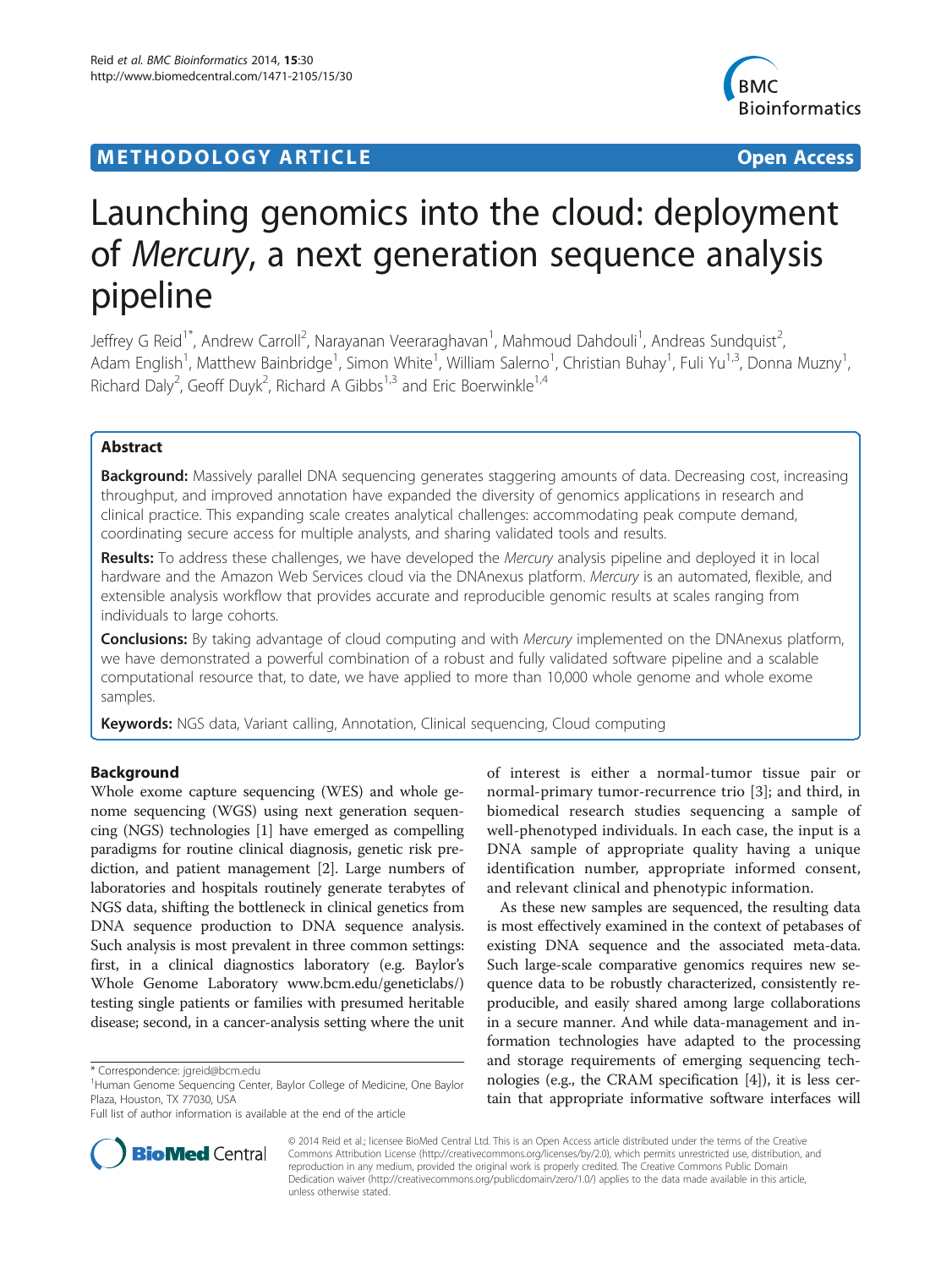METHODOLOGY ARTICLE Open Access

# Launching genomics into the cloud: deployment of *Mercury*, a next generation sequence analysis pipeline

Jeffrey G Reid[1*], Andrew Carroll[2], Narayanan Veeraraghavan[1], Mahmoud Dahdouli[1], Andreas Sundquist[2], Adam English[1], Matthew Bainbridge[1], Simon White[1], William Salerno[1], Christian Buhay[1], Fuli Yu[1,3], Donna Muzny[1], Richard Daly[2], Geoff Duyk[2], Richard A Gibbs[1,3] and Eric Boerwinkle[1,4]

## Abstract

**Background:** Massively parallel DNA sequencing generates staggering amounts of data. Decreasing cost, increasing throughput, and improved annotation have expanded the diversity of genomics applications in research and clinical practice. This expanding scale creates analytical challenges: accommodating peak compute demand, coordinating secure access for multiple analysts, and sharing validated tools and results.

**Results:** To address these challenges, we have developed the *Mercury* analysis pipeline and deployed it in local hardware and the Amazon Web Services cloud via the DNAnexus platform. *Mercury* is an automated, flexible, and extensible analysis workflow that provides accurate and reproducible genomic results at scales ranging from individuals to large cohorts.

**Conclusions:** By taking advantage of cloud computing and with *Mercury* implemented on the DNAnexus platform, we have demonstrated a powerful combination of a robust and fully validated software pipeline and a scalable computational resource that, to date, we have applied to more than 10,000 whole genome and whole exome samples.

**Keywords:** NGS data, Variant calling, Annotation, Clinical sequencing, Cloud computing

## Background

Whole exome capture sequencing (WES) and whole genome sequencing (WGS) using next generation sequencing (NGS) technologies [1] have emerged as compelling paradigms for routine clinical diagnosis, genetic risk prediction, and patient management [2]. Large numbers of laboratories and hospitals routinely generate terabytes of NGS data, shifting the bottleneck in clinical genetics from DNA sequence production to DNA sequence analysis. Such analysis is most prevalent in three common settings: first, in a clinical diagnostics laboratory (e.g. Baylor's Whole Genome Laboratory www.bcm.edu/geneticlabs/) testing single patients or families with presumed heritable disease; second, in a cancer-analysis setting where the unit of interest is either a normal-tumor tissue pair or normal-primary tumor-recurrence trio [3]; and third, in biomedical research studies sequencing a sample of well-phenotyped individuals. In each case, the input is a DNA sample of appropriate quality having a unique identification number, appropriate informed consent, and relevant clinical and phenotypic information.

As these new samples are sequenced, the resulting data is most effectively examined in the context of petabases of existing DNA sequence and the associated meta-data. Such large-scale comparative genomics requires new sequence data to be robustly characterized, consistently reproducible, and easily shared among large collaborations in a secure manner. And while data-management and information technologies have adapted to the processing and storage requirements of emerging sequencing technologies (e.g., the CRAM specification [4]), it is less certain that appropriate informative software interfaces will

\* Correspondence: jgreid@bcm.edu
[1]Human Genome Sequencing Center, Baylor College of Medicine, One Baylor Plaza, Houston, TX 77030, USA
Full list of author information is available at the end of the article

© 2014 Reid et al.; licensee BioMed Central Ltd. This is an Open Access article distributed under the terms of the Creative Commons Attribution License (http://creativecommons.org/licenses/by/2.0), which permits unrestricted use, distribution, and reproduction in any medium, provided the original work is properly credited. The Creative Commons Public Domain Dedication waiver (http://creativecommons.org/publicdomain/zero/1.0/) applies to the data made available in this article, unless otherwise stated.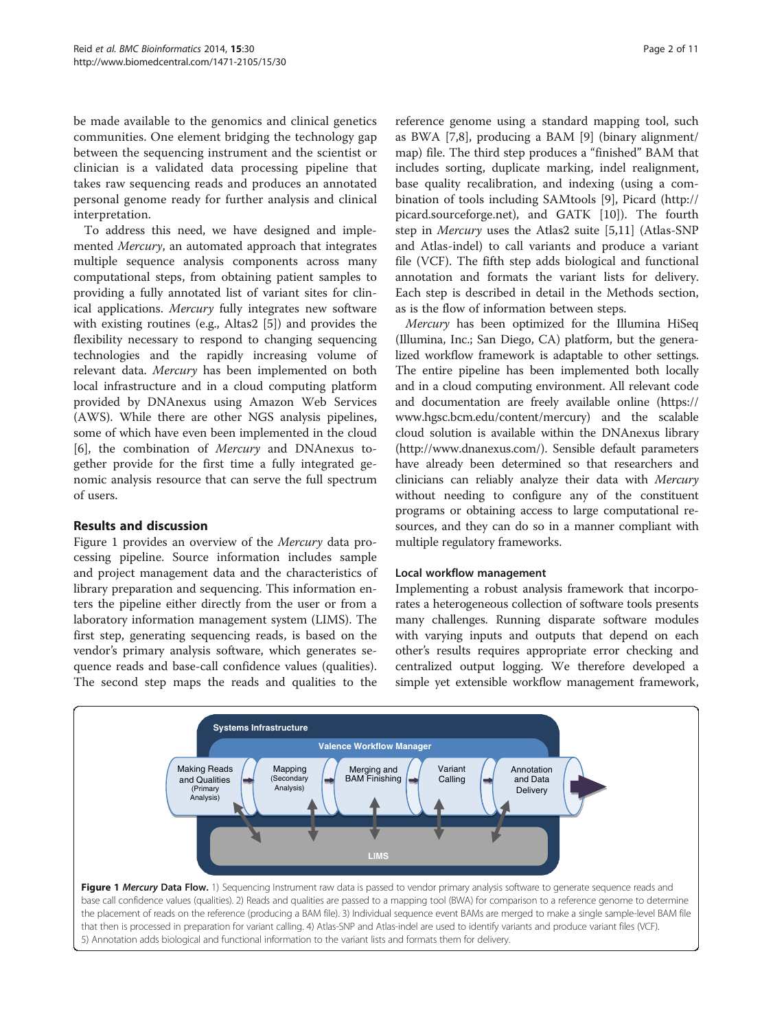be made available to the genomics and clinical genetics communities. One element bridging the technology gap between the sequencing instrument and the scientist or clinician is a validated data processing pipeline that takes raw sequencing reads and produces an annotated personal genome ready for further analysis and clinical interpretation.

To address this need, we have designed and implemented *Mercury*, an automated approach that integrates multiple sequence analysis components across many computational steps, from obtaining patient samples to providing a fully annotated list of variant sites for clinical applications. *Mercury* fully integrates new software with existing routines (e.g., Altas2 [5]) and provides the flexibility necessary to respond to changing sequencing technologies and the rapidly increasing volume of relevant data. *Mercury* has been implemented on both local infrastructure and in a cloud computing platform provided by DNAnexus using Amazon Web Services (AWS). While there are other NGS analysis pipelines, some of which have even been implemented in the cloud [6], the combination of *Mercury* and DNAnexus together provide for the first time a fully integrated genomic analysis resource that can serve the full spectrum of users.

## Results and discussion

Figure 1 provides an overview of the *Mercury* data processing pipeline. Source information includes sample and project management data and the characteristics of library preparation and sequencing. This information enters the pipeline either directly from the user or from a laboratory information management system (LIMS). The first step, generating sequencing reads, is based on the vendor's primary analysis software, which generates sequence reads and base-call confidence values (qualities). The second step maps the reads and qualities to the reference genome using a standard mapping tool, such as BWA [7,8], producing a BAM [9] (binary alignment/map) file. The third step produces a "finished" BAM that includes sorting, duplicate marking, indel realignment, base quality recalibration, and indexing (using a combination of tools including SAMtools [9], Picard (http://picard.sourceforge.net), and GATK [10]). The fourth step in *Mercury* uses the Atlas2 suite [5,11] (Atlas-SNP and Atlas-indel) to call variants and produce a variant file (VCF). The fifth step adds biological and functional annotation and formats the variant lists for delivery. Each step is described in detail in the Methods section, as is the flow of information between steps.

*Mercury* has been optimized for the Illumina HiSeq (Illumina, Inc.; San Diego, CA) platform, but the generalized workflow framework is adaptable to other settings. The entire pipeline has been implemented both locally and in a cloud computing environment. All relevant code and documentation are freely available online (https://www.hgsc.bcm.edu/content/mercury) and the scalable cloud solution is available within the DNAnexus library (http://www.dnanexus.com/). Sensible default parameters have already been determined so that researchers and clinicians can reliably analyze their data with *Mercury* without needing to configure any of the constituent programs or obtaining access to large computational resources, and they can do so in a manner compliant with multiple regulatory frameworks.

### Local workflow management

Implementing a robust analysis framework that incorporates a heterogeneous collection of software tools presents many challenges. Running disparate software modules with varying inputs and outputs that depend on each other's results requires appropriate error checking and centralized output logging. We therefore developed a simple yet extensible workflow management framework,

Systems Infrastructure

Valence Workflow Manager

Making Reads and Qualities (Primary Analysis)

Mapping (Secondary Analysis)

Merging and BAM Finishing

Variant Calling

Annotation and Data Delivery

LIMS

**Figure 1** ***Mercury*** **Data Flow.** 1) Sequencing Instrument raw data is passed to vendor primary analysis software to generate sequence reads and base call confidence values (qualities). 2) Reads and qualities are passed to a mapping tool (BWA) for comparison to a reference genome to determine the placement of reads on the reference (producing a BAM file). 3) Individual sequence event BAMs are merged to make a single sample-level BAM file that then is processed in preparation for variant calling. 4) Atlas-SNP and Atlas-indel are used to identify variants and produce variant files (VCF). 5) Annotation adds biological and functional information to the variant lists and formats them for delivery.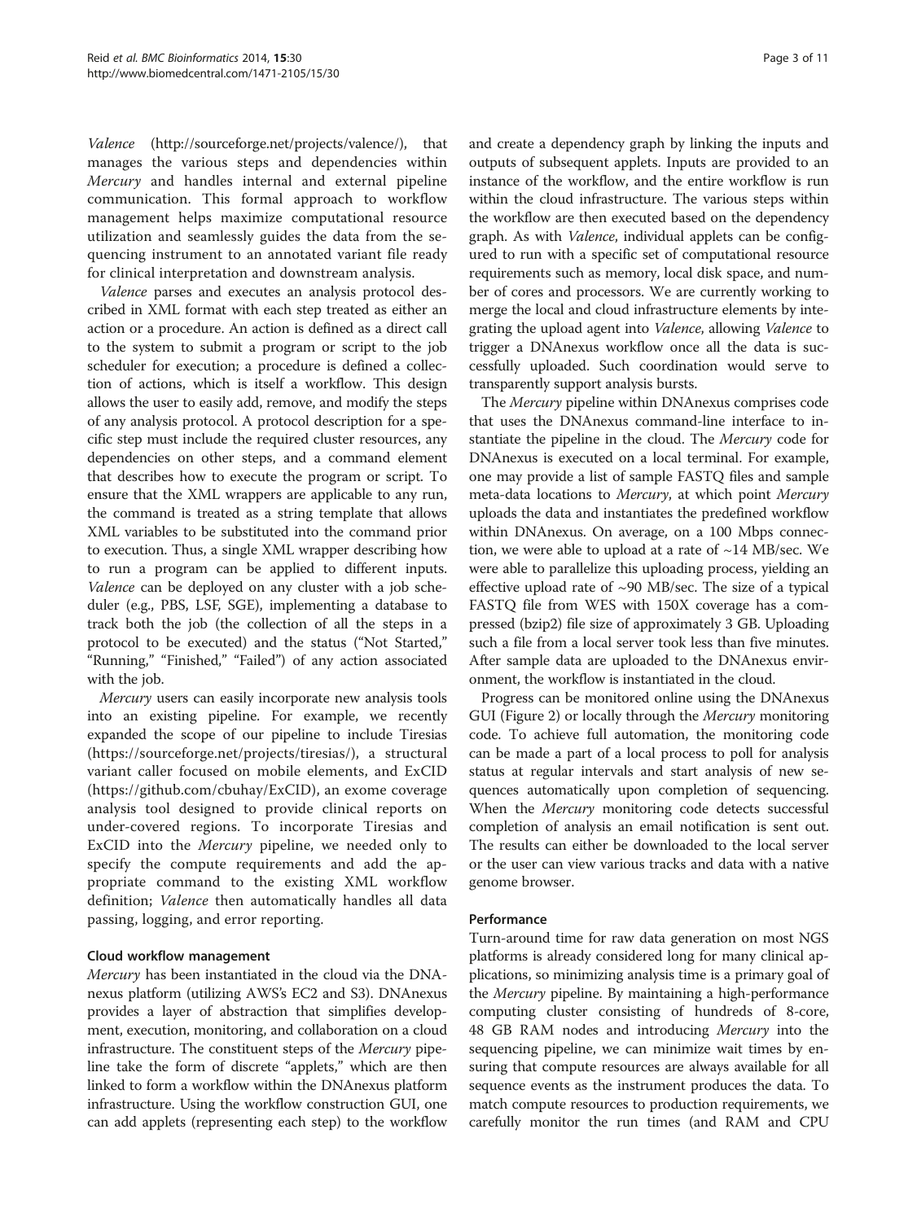*Valence* (http://sourceforge.net/projects/valence/), that manages the various steps and dependencies within *Mercury* and handles internal and external pipeline communication. This formal approach to workflow management helps maximize computational resource utilization and seamlessly guides the data from the sequencing instrument to an annotated variant file ready for clinical interpretation and downstream analysis.

*Valence* parses and executes an analysis protocol described in XML format with each step treated as either an action or a procedure. An action is defined as a direct call to the system to submit a program or script to the job scheduler for execution; a procedure is defined a collection of actions, which is itself a workflow. This design allows the user to easily add, remove, and modify the steps of any analysis protocol. A protocol description for a specific step must include the required cluster resources, any dependencies on other steps, and a command element that describes how to execute the program or script. To ensure that the XML wrappers are applicable to any run, the command is treated as a string template that allows XML variables to be substituted into the command prior to execution. Thus, a single XML wrapper describing how to run a program can be applied to different inputs. *Valence* can be deployed on any cluster with a job scheduler (e.g., PBS, LSF, SGE), implementing a database to track both the job (the collection of all the steps in a protocol to be executed) and the status ("Not Started," "Running," "Finished," "Failed") of any action associated with the job.

*Mercury* users can easily incorporate new analysis tools into an existing pipeline. For example, we recently expanded the scope of our pipeline to include Tiresias (https://sourceforge.net/projects/tiresias/), a structural variant caller focused on mobile elements, and ExCID (https://github.com/cbuhay/ExCID), an exome coverage analysis tool designed to provide clinical reports on under-covered regions. To incorporate Tiresias and ExCID into the *Mercury* pipeline, we needed only to specify the compute requirements and add the appropriate command to the existing XML workflow definition; *Valence* then automatically handles all data passing, logging, and error reporting.

### Cloud workflow management

*Mercury* has been instantiated in the cloud via the DNAnexus platform (utilizing AWS's EC2 and S3). DNAnexus provides a layer of abstraction that simplifies development, execution, monitoring, and collaboration on a cloud infrastructure. The constituent steps of the *Mercury* pipeline take the form of discrete "applets," which are then linked to form a workflow within the DNAnexus platform infrastructure. Using the workflow construction GUI, one can add applets (representing each step) to the workflow and create a dependency graph by linking the inputs and outputs of subsequent applets. Inputs are provided to an instance of the workflow, and the entire workflow is run within the cloud infrastructure. The various steps within the workflow are then executed based on the dependency graph. As with *Valence*, individual applets can be configured to run with a specific set of computational resource requirements such as memory, local disk space, and number of cores and processors. We are currently working to merge the local and cloud infrastructure elements by integrating the upload agent into *Valence*, allowing *Valence* to trigger a DNAnexus workflow once all the data is successfully uploaded. Such coordination would serve to transparently support analysis bursts.

The *Mercury* pipeline within DNAnexus comprises code that uses the DNAnexus command-line interface to instantiate the pipeline in the cloud. The *Mercury* code for DNAnexus is executed on a local terminal. For example, one may provide a list of sample FASTQ files and sample meta-data locations to *Mercury*, at which point *Mercury* uploads the data and instantiates the predefined workflow within DNAnexus. On average, on a 100 Mbps connection, we were able to upload at a rate of ~14 MB/sec. We were able to parallelize this uploading process, yielding an effective upload rate of ~90 MB/sec. The size of a typical FASTQ file from WES with 150X coverage has a compressed (bzip2) file size of approximately 3 GB. Uploading such a file from a local server took less than five minutes. After sample data are uploaded to the DNAnexus environment, the workflow is instantiated in the cloud.

Progress can be monitored online using the DNAnexus GUI (Figure 2) or locally through the *Mercury* monitoring code. To achieve full automation, the monitoring code can be made a part of a local process to poll for analysis status at regular intervals and start analysis of new sequences automatically upon completion of sequencing. When the *Mercury* monitoring code detects successful completion of analysis an email notification is sent out. The results can either be downloaded to the local server or the user can view various tracks and data with a native genome browser.

### Performance

Turn-around time for raw data generation on most NGS platforms is already considered long for many clinical applications, so minimizing analysis time is a primary goal of the *Mercury* pipeline. By maintaining a high-performance computing cluster consisting of hundreds of 8-core, 48 GB RAM nodes and introducing *Mercury* into the sequencing pipeline, we can minimize wait times by ensuring that compute resources are always available for all sequence events as the instrument produces the data. To match compute resources to production requirements, we carefully monitor the run times (and RAM and CPU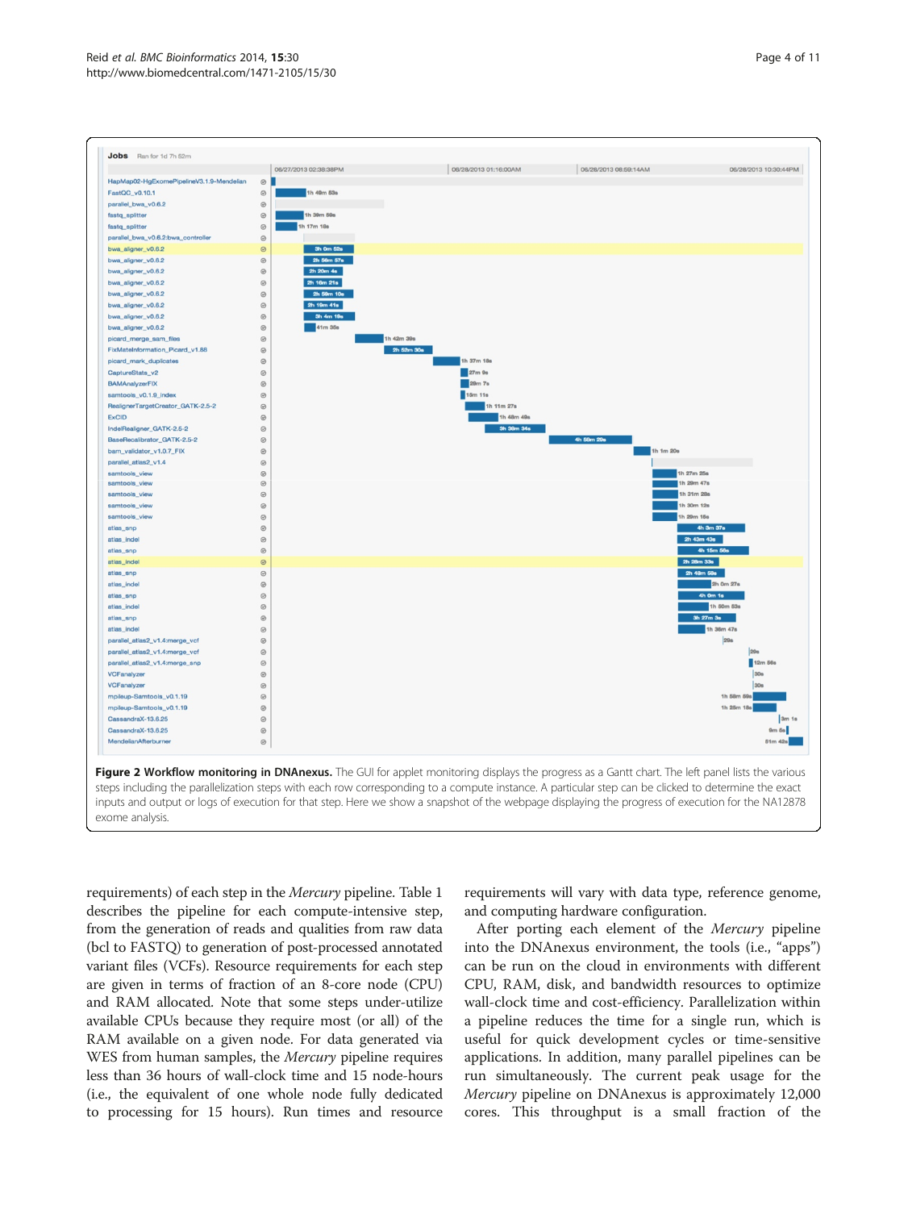**Figure 2 Workflow monitoring in DNAnexus.** The GUI for applet monitoring displays the progress as a Gantt chart. The left panel lists the various steps including the parallelization steps with each row corresponding to a compute instance. A particular step can be clicked to determine the exact inputs and output or logs of execution for that step. Here we show a snapshot of the webpage displaying the progress of execution for the NA12878 exome analysis.

requirements) of each step in the *Mercury* pipeline. Table 1 describes the pipeline for each compute-intensive step, from the generation of reads and qualities from raw data (bcl to FASTQ) to generation of post-processed annotated variant files (VCFs). Resource requirements for each step are given in terms of fraction of an 8-core node (CPU) and RAM allocated. Note that some steps under-utilize available CPUs because they require most (or all) of the RAM available on a given node. For data generated via WES from human samples, the *Mercury* pipeline requires less than 36 hours of wall-clock time and 15 node-hours (i.e., the equivalent of one whole node fully dedicated to processing for 15 hours). Run times and resource requirements will vary with data type, reference genome, and computing hardware configuration.

After porting each element of the *Mercury* pipeline into the DNAnexus environment, the tools (i.e., "apps") can be run on the cloud in environments with different CPU, RAM, disk, and bandwidth resources to optimize wall-clock time and cost-efficiency. Parallelization within a pipeline reduces the time for a single run, which is useful for quick development cycles or time-sensitive applications. In addition, many parallel pipelines can be run simultaneously. The current peak usage for the *Mercury* pipeline on DNAnexus is approximately 12,000 cores. This throughput is a small fraction of the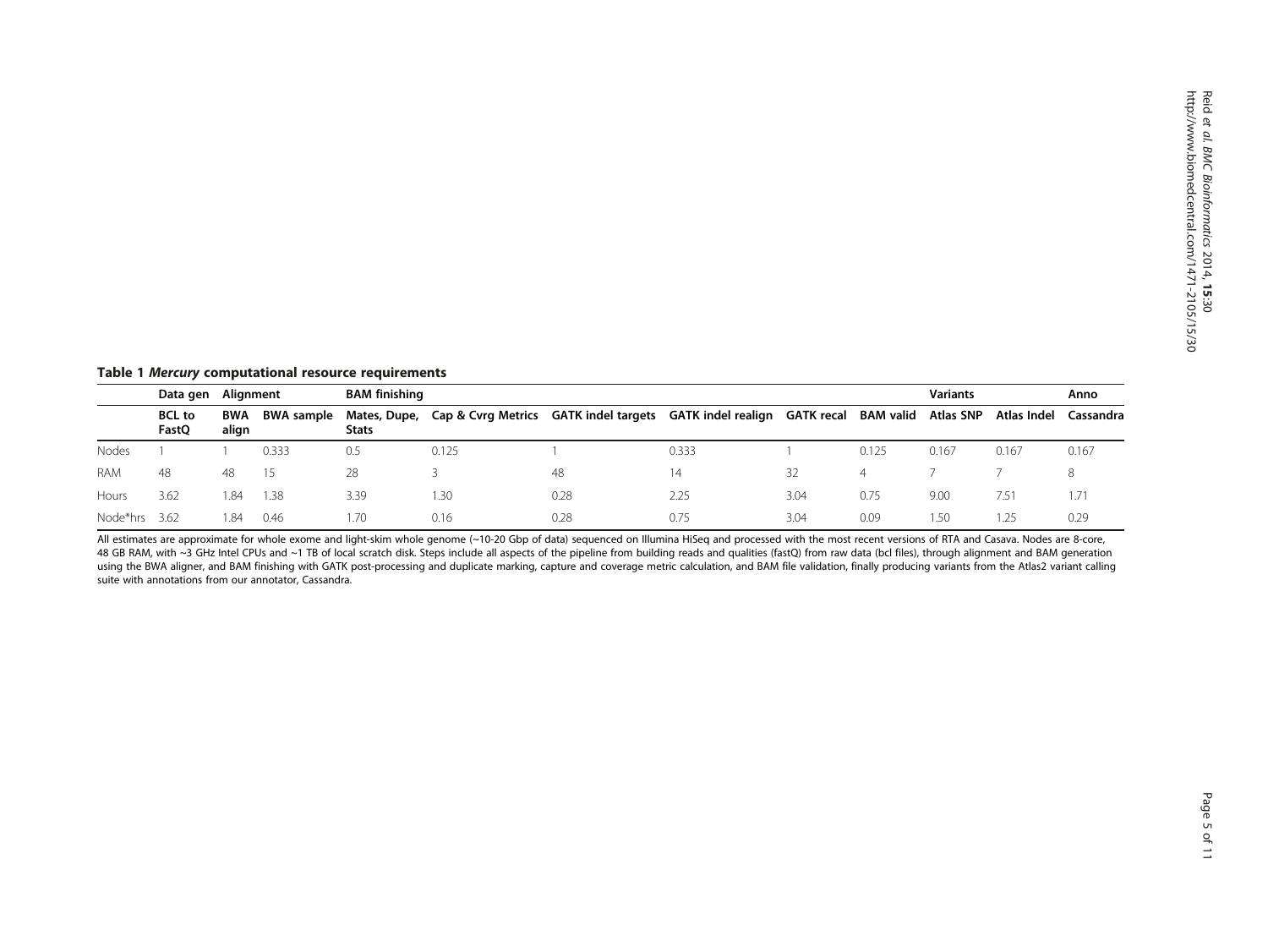**Table 1 *Mercury* computational resource requirements**

| | Data gen | Alignment | | BAM finishing | | | | | | Variants | | Anno |
|---|---|---|---|---|---|---|---|---|---|---|---|---|
| | BCL to FastQ | BWA align | BWA sample | Mates, Dupe, Stats | Cap & Cvrg Metrics | GATK indel targets | GATK indel realign | GATK recal | BAM valid | Atlas SNP | Atlas Indel | Cassandra |
| Nodes | 1 | 1 | 0.333 | 0.5 | 0.125 | 1 | 0.333 | 1 | 0.125 | 0.167 | 0.167 | 0.167 |
| RAM | 48 | 48 | 15 | 28 | 3 | 48 | 14 | 32 | 4 | 7 | 7 | 8 |
| Hours | 3.62 | 1.84 | 1.38 | 3.39 | 1.30 | 0.28 | 2.25 | 3.04 | 0.75 | 9.00 | 7.51 | 1.71 |
| Node*hrs | 3.62 | 1.84 | 0.46 | 1.70 | 0.16 | 0.28 | 0.75 | 3.04 | 0.09 | 1.50 | 1.25 | 0.29 |

All estimates are approximate for whole exome and light-skim whole genome (~10-20 Gbp of data) sequenced on Illumina HiSeq and processed with the most recent versions of RTA and Casava. Nodes are 8-core, 48 GB RAM, with ~3 GHz Intel CPUs and ~1 TB of local scratch disk. Steps include all aspects of the pipeline from building reads and qualities (fastQ) from raw data (bcl files), through alignment and BAM generation using the BWA aligner, and BAM finishing with GATK post-processing and duplicate marking, capture and coverage metric calculation, and BAM file validation, finally producing variants from the Atlas2 variant calling suite with annotations from our annotator, Cassandra.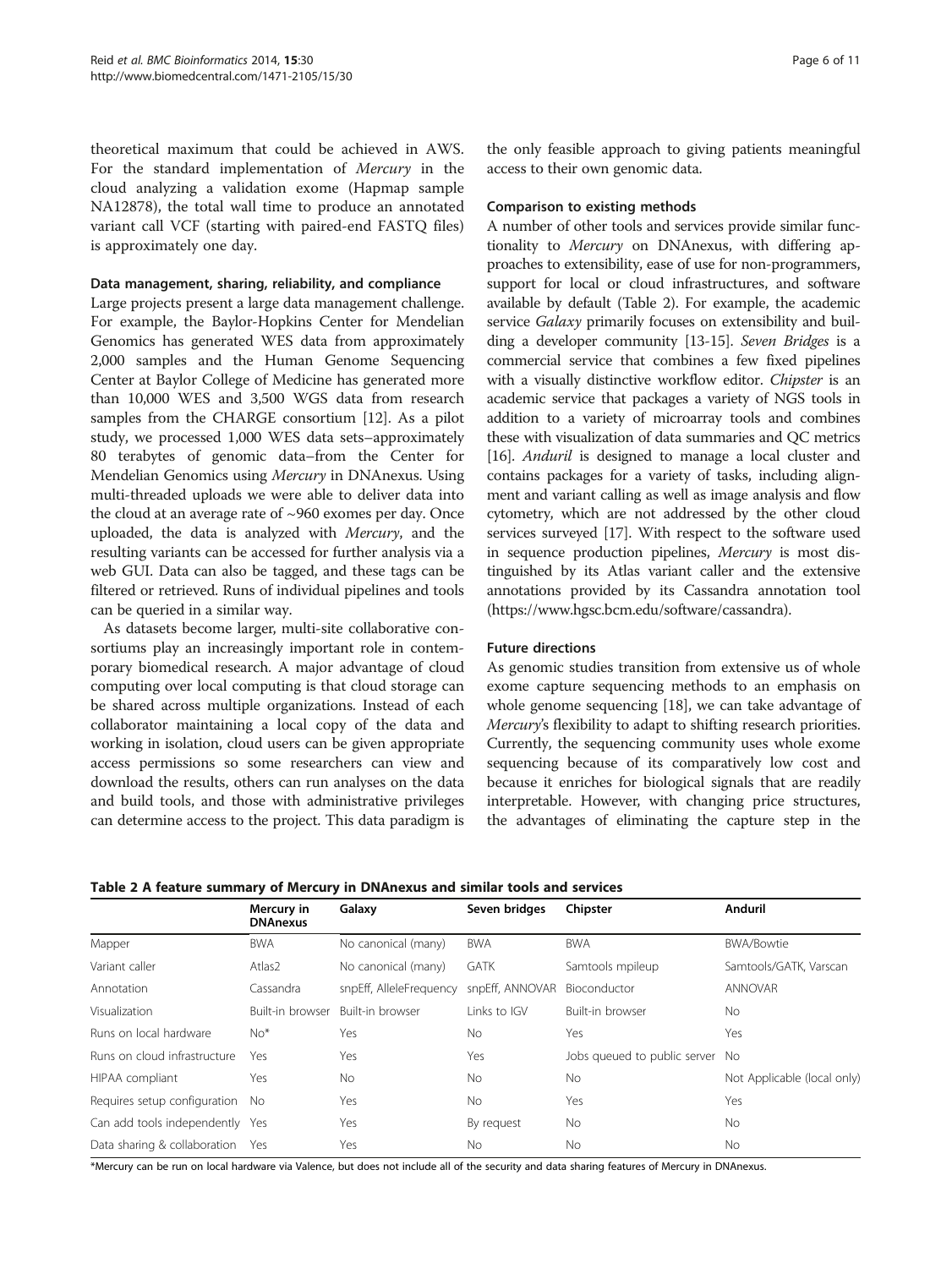theoretical maximum that could be achieved in AWS. For the standard implementation of *Mercury* in the cloud analyzing a validation exome (Hapmap sample NA12878), the total wall time to produce an annotated variant call VCF (starting with paired-end FASTQ files) is approximately one day.

#### Data management, sharing, reliability, and compliance

Large projects present a large data management challenge. For example, the Baylor-Hopkins Center for Mendelian Genomics has generated WES data from approximately 2,000 samples and the Human Genome Sequencing Center at Baylor College of Medicine has generated more than 10,000 WES and 3,500 WGS data from research samples from the CHARGE consortium [12]. As a pilot study, we processed 1,000 WES data sets–approximately 80 terabytes of genomic data–from the Center for Mendelian Genomics using *Mercury* in DNAnexus. Using multi-threaded uploads we were able to deliver data into the cloud at an average rate of ~960 exomes per day. Once uploaded, the data is analyzed with *Mercury*, and the resulting variants can be accessed for further analysis via a web GUI. Data can also be tagged, and these tags can be filtered or retrieved. Runs of individual pipelines and tools can be queried in a similar way.

As datasets become larger, multi-site collaborative consortiums play an increasingly important role in contemporary biomedical research. A major advantage of cloud computing over local computing is that cloud storage can be shared across multiple organizations. Instead of each collaborator maintaining a local copy of the data and working in isolation, cloud users can be given appropriate access permissions so some researchers can view and download the results, others can run analyses on the data and build tools, and those with administrative privileges can determine access to the project. This data paradigm is the only feasible approach to giving patients meaningful access to their own genomic data.

#### Comparison to existing methods

A number of other tools and services provide similar functionality to *Mercury* on DNAnexus, with differing approaches to extensibility, ease of use for non-programmers, support for local or cloud infrastructures, and software available by default (Table 2). For example, the academic service *Galaxy* primarily focuses on extensibility and building a developer community [13-15]. *Seven Bridges* is a commercial service that combines a few fixed pipelines with a visually distinctive workflow editor. *Chipster* is an academic service that packages a variety of NGS tools in addition to a variety of microarray tools and combines these with visualization of data summaries and QC metrics [16]. *Anduril* is designed to manage a local cluster and contains packages for a variety of tasks, including alignment and variant calling as well as image analysis and flow cytometry, which are not addressed by the other cloud services surveyed [17]. With respect to the software used in sequence production pipelines, *Mercury* is most distinguished by its Atlas variant caller and the extensive annotations provided by its Cassandra annotation tool (https://www.hgsc.bcm.edu/software/cassandra).

#### Future directions

As genomic studies transition from extensive us of whole exome capture sequencing methods to an emphasis on whole genome sequencing [18], we can take advantage of *Mercury*'s flexibility to adapt to shifting research priorities. Currently, the sequencing community uses whole exome sequencing because of its comparatively low cost and because it enriches for biological signals that are readily interpretable. However, with changing price structures, the advantages of eliminating the capture step in the

**Table 2 A feature summary of Mercury in DNAnexus and similar tools and services**

| | Mercury in DNAnexus | Galaxy | Seven bridges | Chipster | Anduril |
|---|---|---|---|---|---|
| Mapper | BWA | No canonical (many) | BWA | BWA | BWA/Bowtie |
| Variant caller | Atlas2 | No canonical (many) | GATK | Samtools mpileup | Samtools/GATK, Varscan |
| Annotation | Cassandra | snpEff, AlleleFrequency | snpEff, ANNOVAR | Bioconductor | ANNOVAR |
| Visualization | Built-in browser | Built-in browser | Links to IGV | Built-in browser | No |
| Runs on local hardware | No* | Yes | No | Yes | Yes |
| Runs on cloud infrastructure | Yes | Yes | Yes | Jobs queued to public server | No |
| HIPAA compliant | Yes | No | No | No | Not Applicable (local only) |
| Requires setup configuration | No | Yes | No | Yes | Yes |
| Can add tools independently | Yes | Yes | By request | No | No |
| Data sharing & collaboration | Yes | Yes | No | No | No |

*Mercury can be run on local hardware via Valence, but does not include all of the security and data sharing features of Mercury in DNAnexus.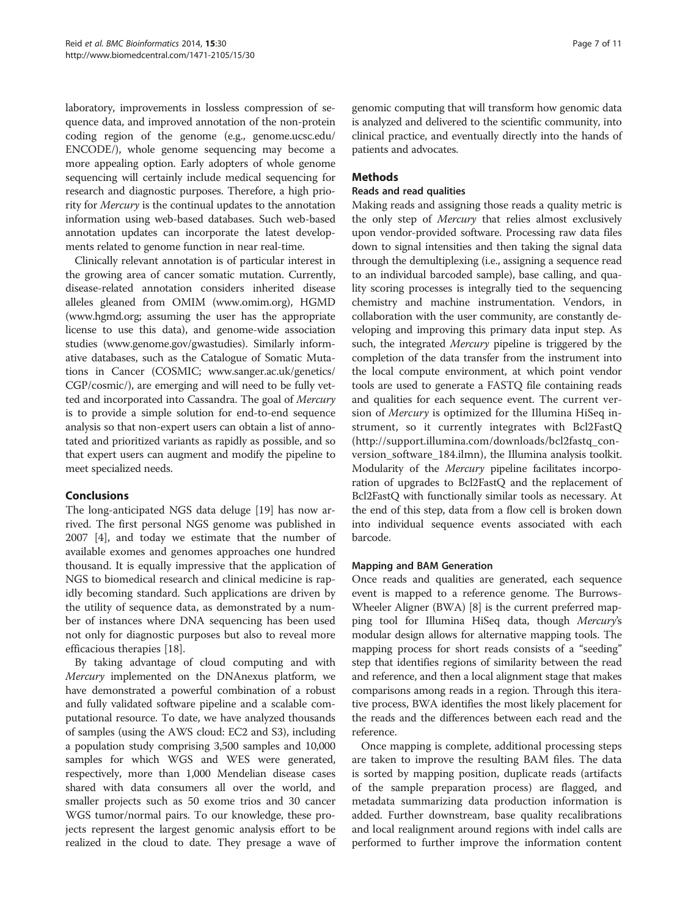laboratory, improvements in lossless compression of sequence data, and improved annotation of the non-protein coding region of the genome (e.g., genome.ucsc.edu/ENCODE/), whole genome sequencing may become a more appealing option. Early adopters of whole genome sequencing will certainly include medical sequencing for research and diagnostic purposes. Therefore, a high priority for *Mercury* is the continual updates to the annotation information using web-based databases. Such web-based annotation updates can incorporate the latest developments related to genome function in near real-time.

Clinically relevant annotation is of particular interest in the growing area of cancer somatic mutation. Currently, disease-related annotation considers inherited disease alleles gleaned from OMIM (www.omim.org), HGMD (www.hgmd.org; assuming the user has the appropriate license to use this data), and genome-wide association studies (www.genome.gov/gwastudies). Similarly informative databases, such as the Catalogue of Somatic Mutations in Cancer (COSMIC; www.sanger.ac.uk/genetics/CGP/cosmic/), are emerging and will need to be fully vetted and incorporated into Cassandra. The goal of *Mercury* is to provide a simple solution for end-to-end sequence analysis so that non-expert users can obtain a list of annotated and prioritized variants as rapidly as possible, and so that expert users can augment and modify the pipeline to meet specialized needs.

## Conclusions

The long-anticipated NGS data deluge [19] has now arrived. The first personal NGS genome was published in 2007 [4], and today we estimate that the number of available exomes and genomes approaches one hundred thousand. It is equally impressive that the application of NGS to biomedical research and clinical medicine is rapidly becoming standard. Such applications are driven by the utility of sequence data, as demonstrated by a number of instances where DNA sequencing has been used not only for diagnostic purposes but also to reveal more efficacious therapies [18].

By taking advantage of cloud computing and with *Mercury* implemented on the DNAnexus platform, we have demonstrated a powerful combination of a robust and fully validated software pipeline and a scalable computational resource. To date, we have analyzed thousands of samples (using the AWS cloud: EC2 and S3), including a population study comprising 3,500 samples and 10,000 samples for which WGS and WES were generated, respectively, more than 1,000 Mendelian disease cases shared with data consumers all over the world, and smaller projects such as 50 exome trios and 30 cancer WGS tumor/normal pairs. To our knowledge, these projects represent the largest genomic analysis effort to be realized in the cloud to date. They presage a wave of genomic computing that will transform how genomic data is analyzed and delivered to the scientific community, into clinical practice, and eventually directly into the hands of patients and advocates.

## Methods

### Reads and read qualities

Making reads and assigning those reads a quality metric is the only step of *Mercury* that relies almost exclusively upon vendor-provided software. Processing raw data files down to signal intensities and then taking the signal data through the demultiplexing (i.e., assigning a sequence read to an individual barcoded sample), base calling, and quality scoring processes is integrally tied to the sequencing chemistry and machine instrumentation. Vendors, in collaboration with the user community, are constantly developing and improving this primary data input step. As such, the integrated *Mercury* pipeline is triggered by the completion of the data transfer from the instrument into the local compute environment, at which point vendor tools are used to generate a FASTQ file containing reads and qualities for each sequence event. The current version of *Mercury* is optimized for the Illumina HiSeq instrument, so it currently integrates with Bcl2FastQ (http://support.illumina.com/downloads/bcl2fastq_conversion_software_184.ilmn), the Illumina analysis toolkit. Modularity of the *Mercury* pipeline facilitates incorporation of upgrades to Bcl2FastQ and the replacement of Bcl2FastQ with functionally similar tools as necessary. At the end of this step, data from a flow cell is broken down into individual sequence events associated with each barcode.

### Mapping and BAM Generation

Once reads and qualities are generated, each sequence event is mapped to a reference genome. The Burrows-Wheeler Aligner (BWA) [8] is the current preferred mapping tool for Illumina HiSeq data, though *Mercury*'s modular design allows for alternative mapping tools. The mapping process for short reads consists of a "seeding" step that identifies regions of similarity between the read and reference, and then a local alignment stage that makes comparisons among reads in a region. Through this iterative process, BWA identifies the most likely placement for the reads and the differences between each read and the reference.

Once mapping is complete, additional processing steps are taken to improve the resulting BAM files. The data is sorted by mapping position, duplicate reads (artifacts of the sample preparation process) are flagged, and metadata summarizing data production information is added. Further downstream, base quality recalibrations and local realignment around regions with indel calls are performed to further improve the information content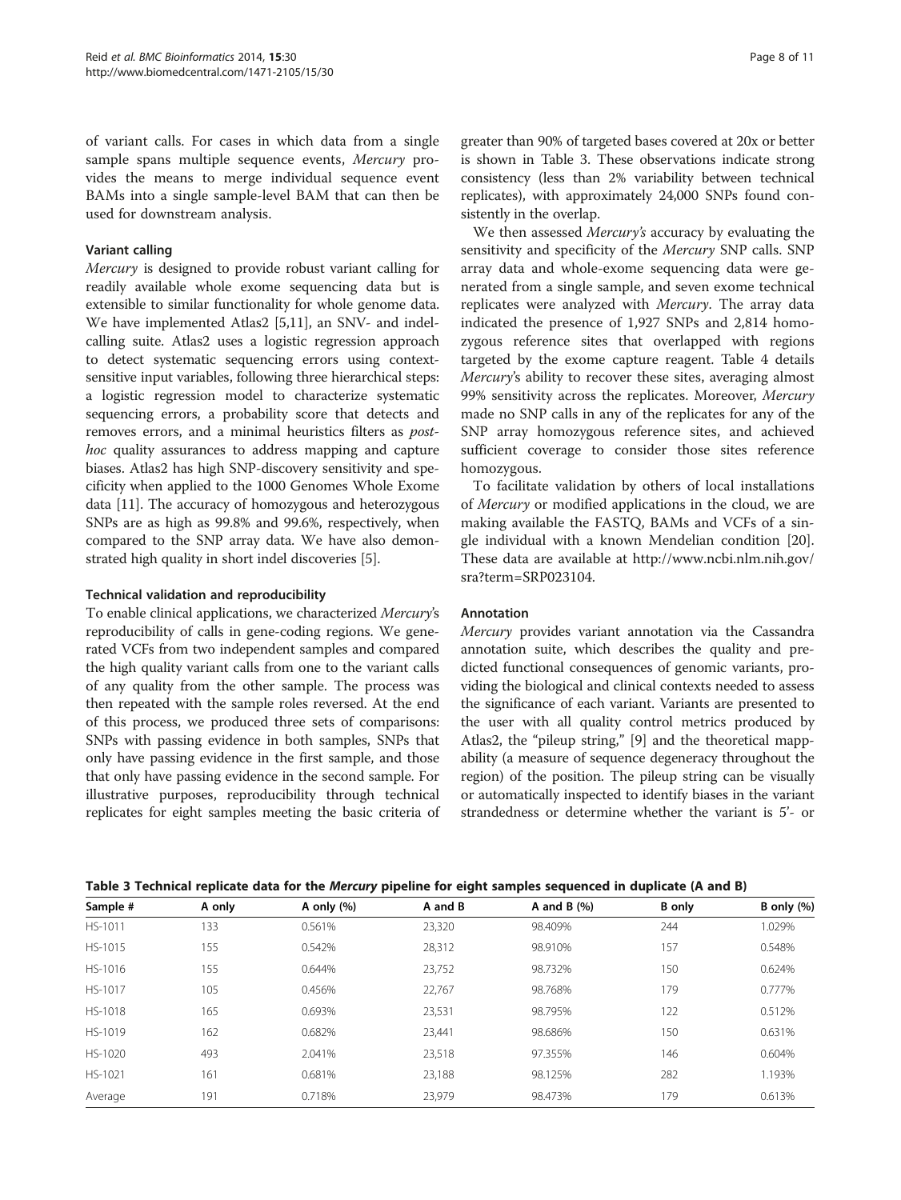of variant calls. For cases in which data from a single sample spans multiple sequence events, *Mercury* provides the means to merge individual sequence event BAMs into a single sample-level BAM that can then be used for downstream analysis.

### Variant calling

*Mercury* is designed to provide robust variant calling for readily available whole exome sequencing data but is extensible to similar functionality for whole genome data. We have implemented Atlas2 [5,11], an SNV- and indel-calling suite. Atlas2 uses a logistic regression approach to detect systematic sequencing errors using context-sensitive input variables, following three hierarchical steps: a logistic regression model to characterize systematic sequencing errors, a probability score that detects and removes errors, and a minimal heuristics filters as *post-hoc* quality assurances to address mapping and capture biases. Atlas2 has high SNP-discovery sensitivity and specificity when applied to the 1000 Genomes Whole Exome data [11]. The accuracy of homozygous and heterozygous SNPs are as high as 99.8% and 99.6%, respectively, when compared to the SNP array data. We have also demonstrated high quality in short indel discoveries [5].

### Technical validation and reproducibility

To enable clinical applications, we characterized *Mercury*'s reproducibility of calls in gene-coding regions. We generated VCFs from two independent samples and compared the high quality variant calls from one to the variant calls of any quality from the other sample. The process was then repeated with the sample roles reversed. At the end of this process, we produced three sets of comparisons: SNPs with passing evidence in both samples, SNPs that only have passing evidence in the first sample, and those that only have passing evidence in the second sample. For illustrative purposes, reproducibility through technical replicates for eight samples meeting the basic criteria of greater than 90% of targeted bases covered at 20x or better is shown in Table 3. These observations indicate strong consistency (less than 2% variability between technical replicates), with approximately 24,000 SNPs found consistently in the overlap.

We then assessed *Mercury's* accuracy by evaluating the sensitivity and specificity of the *Mercury* SNP calls. SNP array data and whole-exome sequencing data were generated from a single sample, and seven exome technical replicates were analyzed with *Mercury*. The array data indicated the presence of 1,927 SNPs and 2,814 homozygous reference sites that overlapped with regions targeted by the exome capture reagent. Table 4 details *Mercury*'s ability to recover these sites, averaging almost 99% sensitivity across the replicates. Moreover, *Mercury* made no SNP calls in any of the replicates for any of the SNP array homozygous reference sites, and achieved sufficient coverage to consider those sites reference homozygous.

To facilitate validation by others of local installations of *Mercury* or modified applications in the cloud, we are making available the FASTQ, BAMs and VCFs of a single individual with a known Mendelian condition [20]. These data are available at http://www.ncbi.nlm.nih.gov/sra?term=SRP023104.

### Annotation

*Mercury* provides variant annotation via the Cassandra annotation suite, which describes the quality and predicted functional consequences of genomic variants, providing the biological and clinical contexts needed to assess the significance of each variant. Variants are presented to the user with all quality control metrics produced by Atlas2, the "pileup string," [9] and the theoretical mappability (a measure of sequence degeneracy throughout the region) of the position. The pileup string can be visually or automatically inspected to identify biases in the variant strandedness or determine whether the variant is 5'- or

**Table 3 Technical replicate data for the *Mercury* pipeline for eight samples sequenced in duplicate (A and B)**

| Sample # | A only | A only (%) | A and B | A and B (%) | B only | B only (%) |
|---|---|---|---|---|---|---|
| HS-1011 | 133 | 0.561% | 23,320 | 98.409% | 244 | 1.029% |
| HS-1015 | 155 | 0.542% | 28,312 | 98.910% | 157 | 0.548% |
| HS-1016 | 155 | 0.644% | 23,752 | 98.732% | 150 | 0.624% |
| HS-1017 | 105 | 0.456% | 22,767 | 98.768% | 179 | 0.777% |
| HS-1018 | 165 | 0.693% | 23,531 | 98.795% | 122 | 0.512% |
| HS-1019 | 162 | 0.682% | 23,441 | 98.686% | 150 | 0.631% |
| HS-1020 | 493 | 2.041% | 23,518 | 97.355% | 146 | 0.604% |
| HS-1021 | 161 | 0.681% | 23,188 | 98.125% | 282 | 1.193% |
| Average | 191 | 0.718% | 23,979 | 98.473% | 179 | 0.613% |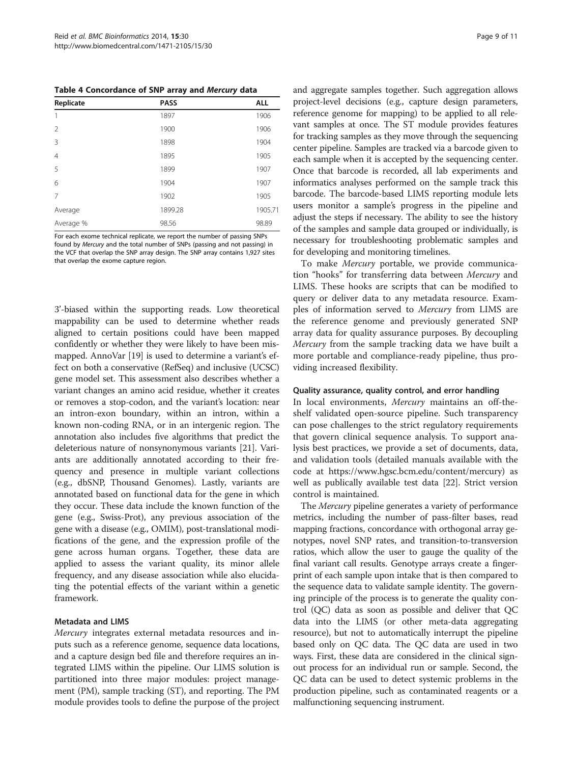**Table 4 Concordance of SNP array and *Mercury* data**

| Replicate | PASS | ALL |
|---|---|---|
| 1 | 1897 | 1906 |
| 2 | 1900 | 1906 |
| 3 | 1898 | 1904 |
| 4 | 1895 | 1905 |
| 5 | 1899 | 1907 |
| 6 | 1904 | 1907 |
| 7 | 1902 | 1905 |
| Average | 1899.28 | 1905.71 |
| Average % | 98.56 | 98.89 |

For each exome technical replicate, we report the number of passing SNPs found by *Mercury* and the total number of SNPs (passing and not passing) in the VCF that overlap the SNP array design. The SNP array contains 1,927 sites that overlap the exome capture region.

3'-biased within the supporting reads. Low theoretical mappability can be used to determine whether reads aligned to certain positions could have been mapped confidently or whether they were likely to have been mismapped. AnnoVar [19] is used to determine a variant's effect on both a conservative (RefSeq) and inclusive (UCSC) gene model set. This assessment also describes whether a variant changes an amino acid residue, whether it creates or removes a stop-codon, and the variant's location: near an intron-exon boundary, within an intron, within a known non-coding RNA, or in an intergenic region. The annotation also includes five algorithms that predict the deleterious nature of nonsynonymous variants [21]. Variants are additionally annotated according to their frequency and presence in multiple variant collections (e.g., dbSNP, Thousand Genomes). Lastly, variants are annotated based on functional data for the gene in which they occur. These data include the known function of the gene (e.g., Swiss-Prot), any previous association of the gene with a disease (e.g., OMIM), post-translational modifications of the gene, and the expression profile of the gene across human organs. Together, these data are applied to assess the variant quality, its minor allele frequency, and any disease association while also elucidating the potential effects of the variant within a genetic framework.

#### Metadata and LIMS

*Mercury* integrates external metadata resources and inputs such as a reference genome, sequence data locations, and a capture design bed file and therefore requires an integrated LIMS within the pipeline. Our LIMS solution is partitioned into three major modules: project management (PM), sample tracking (ST), and reporting. The PM module provides tools to define the purpose of the project and aggregate samples together. Such aggregation allows project-level decisions (e.g., capture design parameters, reference genome for mapping) to be applied to all relevant samples at once. The ST module provides features for tracking samples as they move through the sequencing center pipeline. Samples are tracked via a barcode given to each sample when it is accepted by the sequencing center. Once that barcode is recorded, all lab experiments and informatics analyses performed on the sample track this barcode. The barcode-based LIMS reporting module lets users monitor a sample's progress in the pipeline and adjust the steps if necessary. The ability to see the history of the samples and sample data grouped or individually, is necessary for troubleshooting problematic samples and for developing and monitoring timelines.

To make *Mercury* portable, we provide communication "hooks" for transferring data between *Mercury* and LIMS. These hooks are scripts that can be modified to query or deliver data to any metadata resource. Examples of information served to *Mercury* from LIMS are the reference genome and previously generated SNP array data for quality assurance purposes. By decoupling *Mercury* from the sample tracking data we have built a more portable and compliance-ready pipeline, thus providing increased flexibility.

#### Quality assurance, quality control, and error handling

In local environments, *Mercury* maintains an off-the-shelf validated open-source pipeline. Such transparency can pose challenges to the strict regulatory requirements that govern clinical sequence analysis. To support analysis best practices, we provide a set of documents, data, and validation tools (detailed manuals available with the code at https://www.hgsc.bcm.edu/content/mercury) as well as publically available test data [22]. Strict version control is maintained.

The *Mercury* pipeline generates a variety of performance metrics, including the number of pass-filter bases, read mapping fractions, concordance with orthogonal array genotypes, novel SNP rates, and transition-to-transversion ratios, which allow the user to gauge the quality of the final variant call results. Genotype arrays create a fingerprint of each sample upon intake that is then compared to the sequence data to validate sample identity. The governing principle of the process is to generate the quality control (QC) data as soon as possible and deliver that QC data into the LIMS (or other meta-data aggregating resource), but not to automatically interrupt the pipeline based only on QC data. The QC data are used in two ways. First, these data are considered in the clinical sign-out process for an individual run or sample. Second, the QC data can be used to detect systemic problems in the production pipeline, such as contaminated reagents or a malfunctioning sequencing instrument.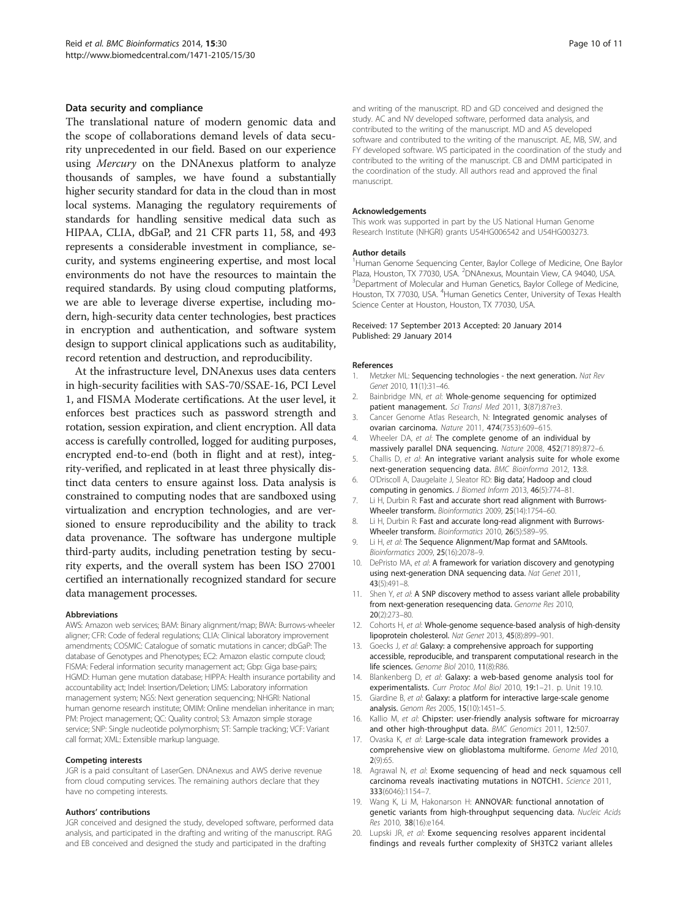### Data security and compliance

The translational nature of modern genomic data and the scope of collaborations demand levels of data security unprecedented in our field. Based on our experience using *Mercury* on the DNAnexus platform to analyze thousands of samples, we have found a substantially higher security standard for data in the cloud than in most local systems. Managing the regulatory requirements of standards for handling sensitive medical data such as HIPAA, CLIA, dbGaP, and 21 CFR parts 11, 58, and 493 represents a considerable investment in compliance, security, and systems engineering expertise, and most local environments do not have the resources to maintain the required standards. By using cloud computing platforms, we are able to leverage diverse expertise, including modern, high-security data center technologies, best practices in encryption and authentication, and software system design to support clinical applications such as auditability, record retention and destruction, and reproducibility.

At the infrastructure level, DNAnexus uses data centers in high-security facilities with SAS-70/SSAE-16, PCI Level 1, and FISMA Moderate certifications. At the user level, it enforces best practices such as password strength and rotation, session expiration, and client encryption. All data access is carefully controlled, logged for auditing purposes, encrypted end-to-end (both in flight and at rest), integrity-verified, and replicated in at least three physically distinct data centers to ensure against loss. Data analysis is constrained to computing nodes that are sandboxed using virtualization and encryption technologies, and are versioned to ensure reproducibility and the ability to track data provenance. The software has undergone multiple third-party audits, including penetration testing by security experts, and the overall system has been ISO 27001 certified an internationally recognized standard for secure data management processes.

#### Abbreviations

AWS: Amazon web services; BAM: Binary alignment/map; BWA: Burrows-wheeler aligner; CFR: Code of federal regulations; CLIA: Clinical laboratory improvement amendments; COSMIC: Catalogue of somatic mutations in cancer; dbGaP: The database of Genotypes and Phenotypes; EC2: Amazon elastic compute cloud; FISMA: Federal information security management act; Gbp: Giga base-pairs; HGMD: Human gene mutation database; HIPPA: Health insurance portability and accountability act; Indel: Insertion/Deletion; LIMS: Laboratory information management system; NGS: Next generation sequencing; NHGRI: National human genome research institute; OMIM: Online mendelian inheritance in man; PM: Project management; QC: Quality control; S3: Amazon simple storage service; SNP: Single nucleotide polymorphism; ST: Sample tracking; VCF: Variant call format; XML: Extensible markup language.

#### Competing interests

JGR is a paid consultant of LaserGen. DNAnexus and AWS derive revenue from cloud computing services. The remaining authors declare that they have no competing interests.

#### Authors' contributions

JGR conceived and designed the study, developed software, performed data analysis, and participated in the drafting and writing of the manuscript. RAG and EB conceived and designed the study and participated in the drafting and writing of the manuscript. RD and GD conceived and designed the study. AC and NV developed software, performed data analysis, and contributed to the writing of the manuscript. MD and AS developed software and contributed to the writing of the manuscript. AE, MB, SW, and FY developed software. WS participated in the coordination of the study and contributed to the writing of the manuscript. CB and DMM participated in the coordination of the study. All authors read and approved the final manuscript.

#### Acknowledgements

This work was supported in part by the US National Human Genome Research Institute (NHGRI) grants U54HG006542 and U54HG003273.

#### Author details

[1]Human Genome Sequencing Center, Baylor College of Medicine, One Baylor Plaza, Houston, TX 77030, USA. [2]DNAnexus, Mountain View, CA 94040, USA. [3]Department of Molecular and Human Genetics, Baylor College of Medicine, Houston, TX 77030, USA. [4]Human Genetics Center, University of Texas Health Science Center at Houston, Houston, TX 77030, USA.

Received: 17 September 2013 Accepted: 20 January 2014
Published: 29 January 2014

#### References

1. Metzker ML: **Sequencing technologies - the next generation.** *Nat Rev Genet* 2010, **11**(1):31–46.
2. Bainbridge MN, *et al*: **Whole-genome sequencing for optimized patient management.** *Sci Transl Med* 2011, **3**(87):87re3.
3. Cancer Genome Atlas Research, N: **Integrated genomic analyses of ovarian carcinoma.** *Nature* 2011, **474**(7353):609–615.
4. Wheeler DA, *et al*: **The complete genome of an individual by massively parallel DNA sequencing.** *Nature* 2008, **452**(7189):872–6.
5. Challis D, *et al*: **An integrative variant analysis suite for whole exome next-generation sequencing data.** *BMC Bioinforma* 2012, **13**:8.
6. O'Driscoll A, Daugelaite J, Sleator RD: **Big data', Hadoop and cloud computing in genomics.** *J Biomed Inform* 2013, **46**(5):774–81.
7. Li H, Durbin R: **Fast and accurate short read alignment with Burrows-Wheeler transform.** *Bioinformatics* 2009, **25**(14):1754–60.
8. Li H, Durbin R: **Fast and accurate long-read alignment with Burrows-Wheeler transform.** *Bioinformatics* 2010, **26**(5):589–95.
9. Li H, *et al*: **The Sequence Alignment/Map format and SAMtools.** *Bioinformatics* 2009, **25**(16):2078–9.
10. DePristo MA, *et al*: **A framework for variation discovery and genotyping using next-generation DNA sequencing data.** *Nat Genet* 2011, **43**(5):491–8.
11. Shen Y, *et al*: **A SNP discovery method to assess variant allele probability from next-generation resequencing data.** *Genome Res* 2010, **20**(2):273–80.
12. Cohorts H, *et al*: **Whole-genome sequence-based analysis of high-density lipoprotein cholesterol.** *Nat Genet* 2013, **45**(8):899–901.
13. Goecks J, *et al*: **Galaxy: a comprehensive approach for supporting accessible, reproducible, and transparent computational research in the life sciences.** *Genome Biol* 2010, **11**(8):R86.
14. Blankenberg D, *et al*: **Galaxy: a web-based genome analysis tool for experimentalists.** *Curr Protoc Mol Biol* 2010, **19**:1–21. p. Unit 19.10.
15. Giardine B, *et al*: **Galaxy: a platform for interactive large-scale genome analysis.** *Genom Res* 2005, **15**(10):1451–5.
16. Kallio M, *et al*: **Chipster: user-friendly analysis software for microarray and other high-throughput data.** *BMC Genomics* 2011, **12**:507.
17. Ovaska K, *et al*: **Large-scale data integration framework provides a comprehensive view on glioblastoma multiforme.** *Genome Med* 2010, **2**(9):65.
18. Agrawal N, *et al*: **Exome sequencing of head and neck squamous cell carcinoma reveals inactivating mutations in NOTCH1.** *Science* 2011, **333**(6046):1154–7.
19. Wang K, Li M, Hakonarson H: **ANNOVAR: functional annotation of genetic variants from high-throughput sequencing data.** *Nucleic Acids Res* 2010, **38**(16):e164.
20. Lupski JR, *et al*: **Exome sequencing resolves apparent incidental findings and reveals further complexity of SH3TC2 variant alleles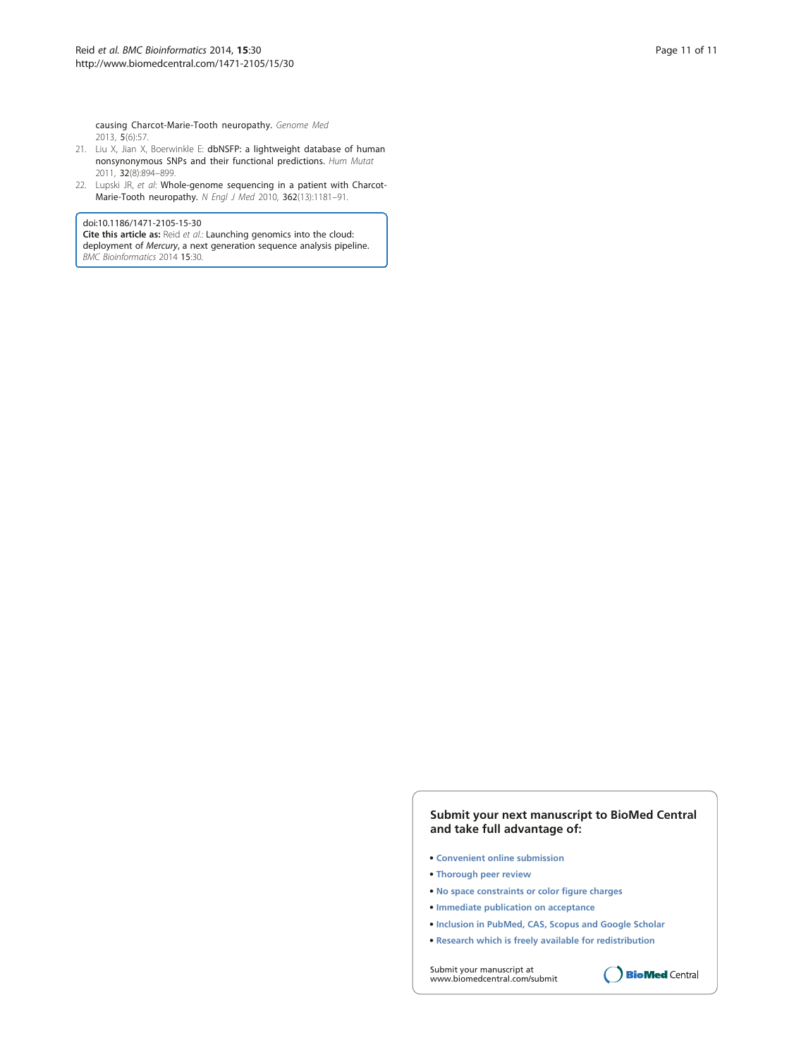causing Charcot-Marie-Tooth neuropathy. *Genome Med* 2013, **5**(6):57.

21. Liu X, Jian X, Boerwinkle E: **dbNSFP: a lightweight database of human nonsynonymous SNPs and their functional predictions.** *Hum Mutat* 2011, **32**(8):894–899.
22. Lupski JR, *et al*: **Whole-genome sequencing in a patient with Charcot-Marie-Tooth neuropathy.** *N Engl J Med* 2010, **362**(13):1181–91.

doi:10.1186/1471-2105-15-30
**Cite this article as:** Reid *et al.*: Launching genomics into the cloud: deployment of *Mercury*, a next generation sequence analysis pipeline. *BMC Bioinformatics* 2014 **15**:30.

**Submit your next manuscript to BioMed Central and take full advantage of:**

- **Convenient online submission**
- **Thorough peer review**
- **No space constraints or color figure charges**
- **Immediate publication on acceptance**
- **Inclusion in PubMed, CAS, Scopus and Google Scholar**
- **Research which is freely available for redistribution**

Submit your manuscript at
www.biomedcentral.com/submit

BioMed Central